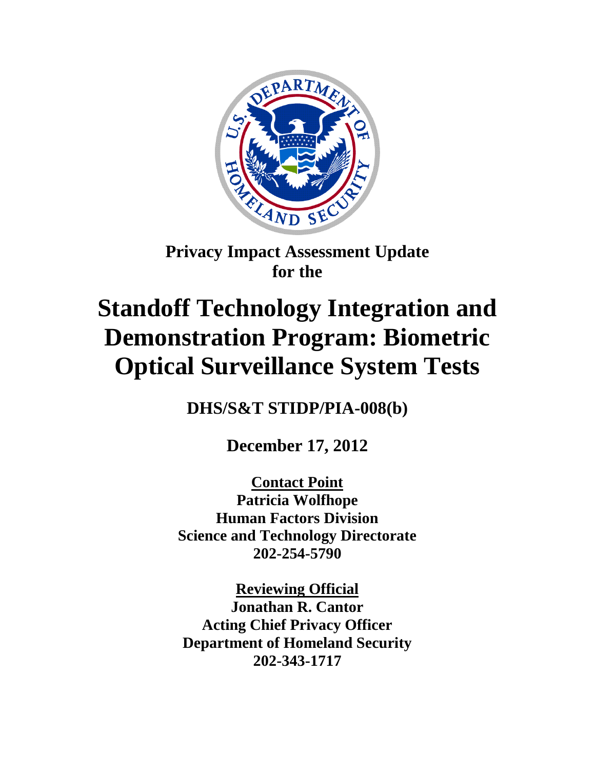**Privacy Impact Assessment Update**
**for the**

# Standoff Technology Integration and Demonstration Program: Biometric Optical Surveillance System Tests

**DHS/S&T STIDP/PIA-008(b)**

**December 17, 2012**

**Contact Point**
**Patricia Wolfhope**
**Human Factors Division**
**Science and Technology Directorate**
**202-254-5790**

**Reviewing Official**
**Jonathan R. Cantor**
**Acting Chief Privacy Officer**
**Department of Homeland Security**
**202-343-1717**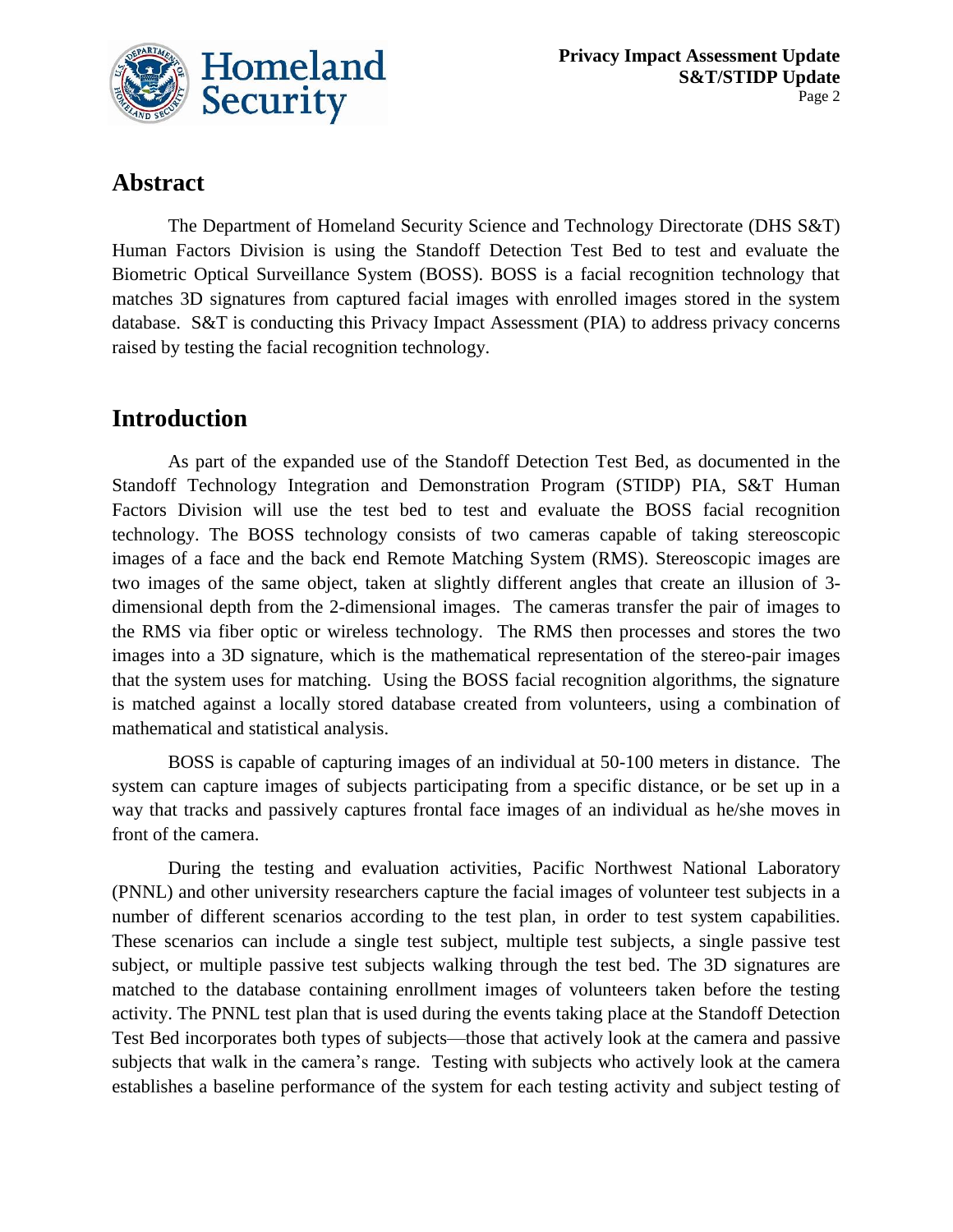## Abstract

The Department of Homeland Security Science and Technology Directorate (DHS S&T) Human Factors Division is using the Standoff Detection Test Bed to test and evaluate the Biometric Optical Surveillance System (BOSS). BOSS is a facial recognition technology that matches 3D signatures from captured facial images with enrolled images stored in the system database. S&T is conducting this Privacy Impact Assessment (PIA) to address privacy concerns raised by testing the facial recognition technology.

## Introduction

As part of the expanded use of the Standoff Detection Test Bed, as documented in the Standoff Technology Integration and Demonstration Program (STIDP) PIA, S&T Human Factors Division will use the test bed to test and evaluate the BOSS facial recognition technology. The BOSS technology consists of two cameras capable of taking stereoscopic images of a face and the back end Remote Matching System (RMS). Stereoscopic images are two images of the same object, taken at slightly different angles that create an illusion of 3-dimensional depth from the 2-dimensional images. The cameras transfer the pair of images to the RMS via fiber optic or wireless technology. The RMS then processes and stores the two images into a 3D signature, which is the mathematical representation of the stereo-pair images that the system uses for matching. Using the BOSS facial recognition algorithms, the signature is matched against a locally stored database created from volunteers, using a combination of mathematical and statistical analysis.

BOSS is capable of capturing images of an individual at 50-100 meters in distance. The system can capture images of subjects participating from a specific distance, or be set up in a way that tracks and passively captures frontal face images of an individual as he/she moves in front of the camera.

During the testing and evaluation activities, Pacific Northwest National Laboratory (PNNL) and other university researchers capture the facial images of volunteer test subjects in a number of different scenarios according to the test plan, in order to test system capabilities. These scenarios can include a single test subject, multiple test subjects, a single passive test subject, or multiple passive test subjects walking through the test bed. The 3D signatures are matched to the database containing enrollment images of volunteers taken before the testing activity. The PNNL test plan that is used during the events taking place at the Standoff Detection Test Bed incorporates both types of subjects—those that actively look at the camera and passive subjects that walk in the camera's range. Testing with subjects who actively look at the camera establishes a baseline performance of the system for each testing activity and subject testing of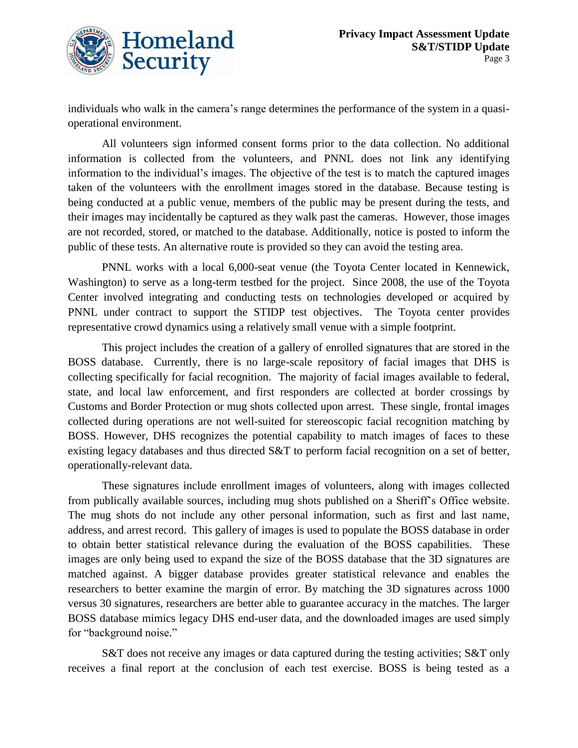individuals who walk in the camera's range determines the performance of the system in a quasi-operational environment.

All volunteers sign informed consent forms prior to the data collection. No additional information is collected from the volunteers, and PNNL does not link any identifying information to the individual's images. The objective of the test is to match the captured images taken of the volunteers with the enrollment images stored in the database. Because testing is being conducted at a public venue, members of the public may be present during the tests, and their images may incidentally be captured as they walk past the cameras. However, those images are not recorded, stored, or matched to the database. Additionally, notice is posted to inform the public of these tests. An alternative route is provided so they can avoid the testing area.

PNNL works with a local 6,000-seat venue (the Toyota Center located in Kennewick, Washington) to serve as a long-term testbed for the project. Since 2008, the use of the Toyota Center involved integrating and conducting tests on technologies developed or acquired by PNNL under contract to support the STIDP test objectives. The Toyota center provides representative crowd dynamics using a relatively small venue with a simple footprint.

This project includes the creation of a gallery of enrolled signatures that are stored in the BOSS database. Currently, there is no large-scale repository of facial images that DHS is collecting specifically for facial recognition. The majority of facial images available to federal, state, and local law enforcement, and first responders are collected at border crossings by Customs and Border Protection or mug shots collected upon arrest. These single, frontal images collected during operations are not well-suited for stereoscopic facial recognition matching by BOSS. However, DHS recognizes the potential capability to match images of faces to these existing legacy databases and thus directed S&T to perform facial recognition on a set of better, operationally-relevant data.

These signatures include enrollment images of volunteers, along with images collected from publically available sources, including mug shots published on a Sheriff's Office website. The mug shots do not include any other personal information, such as first and last name, address, and arrest record. This gallery of images is used to populate the BOSS database in order to obtain better statistical relevance during the evaluation of the BOSS capabilities. These images are only being used to expand the size of the BOSS database that the 3D signatures are matched against. A bigger database provides greater statistical relevance and enables the researchers to better examine the margin of error. By matching the 3D signatures across 1000 versus 30 signatures, researchers are better able to guarantee accuracy in the matches. The larger BOSS database mimics legacy DHS end-user data, and the downloaded images are used simply for "background noise."

S&T does not receive any images or data captured during the testing activities; S&T only receives a final report at the conclusion of each test exercise. BOSS is being tested as a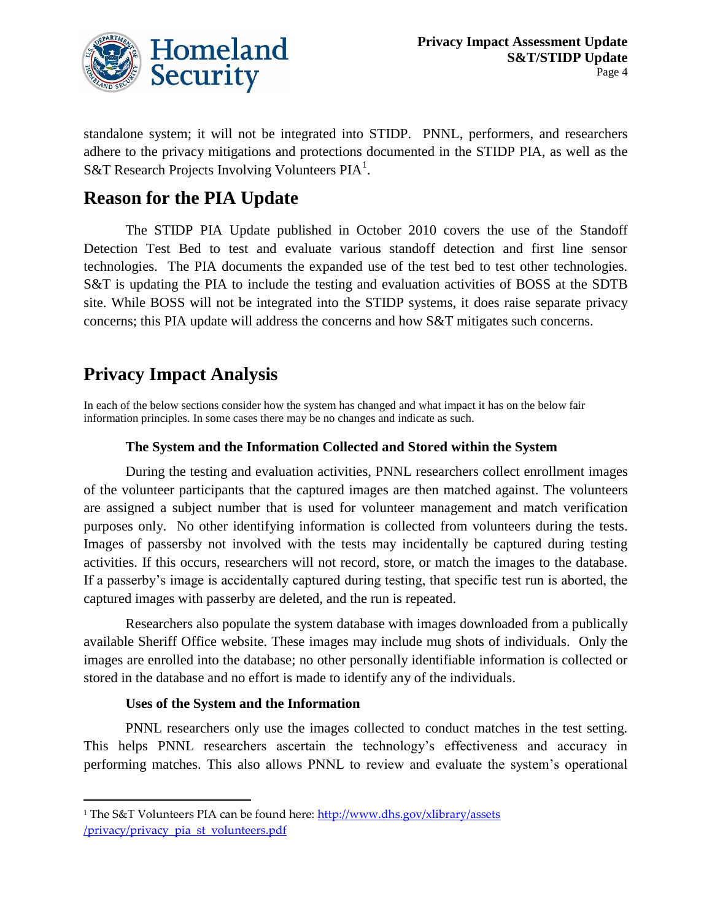standalone system; it will not be integrated into STIDP. PNNL, performers, and researchers adhere to the privacy mitigations and protections documented in the STIDP PIA, as well as the S&T Research Projects Involving Volunteers PIA[1].

## Reason for the PIA Update

The STIDP PIA Update published in October 2010 covers the use of the Standoff Detection Test Bed to test and evaluate various standoff detection and first line sensor technologies. The PIA documents the expanded use of the test bed to test other technologies. S&T is updating the PIA to include the testing and evaluation activities of BOSS at the SDTB site. While BOSS will not be integrated into the STIDP systems, it does raise separate privacy concerns; this PIA update will address the concerns and how S&T mitigates such concerns.

## Privacy Impact Analysis

In each of the below sections consider how the system has changed and what impact it has on the below fair information principles. In some cases there may be no changes and indicate as such.

### The System and the Information Collected and Stored within the System

During the testing and evaluation activities, PNNL researchers collect enrollment images of the volunteer participants that the captured images are then matched against. The volunteers are assigned a subject number that is used for volunteer management and match verification purposes only. No other identifying information is collected from volunteers during the tests. Images of passersby not involved with the tests may incidentally be captured during testing activities. If this occurs, researchers will not record, store, or match the images to the database. If a passerby's image is accidentally captured during testing, that specific test run is aborted, the captured images with passerby are deleted, and the run is repeated.

Researchers also populate the system database with images downloaded from a publically available Sheriff Office website. These images may include mug shots of individuals. Only the images are enrolled into the database; no other personally identifiable information is collected or stored in the database and no effort is made to identify any of the individuals.

### Uses of the System and the Information

PNNL researchers only use the images collected to conduct matches in the test setting. This helps PNNL researchers ascertain the technology's effectiveness and accuracy in performing matches. This also allows PNNL to review and evaluate the system's operational

---

[1] The S&T Volunteers PIA can be found here: http://www.dhs.gov/xlibrary/assets/privacy/privacy_pia_st_volunteers.pdf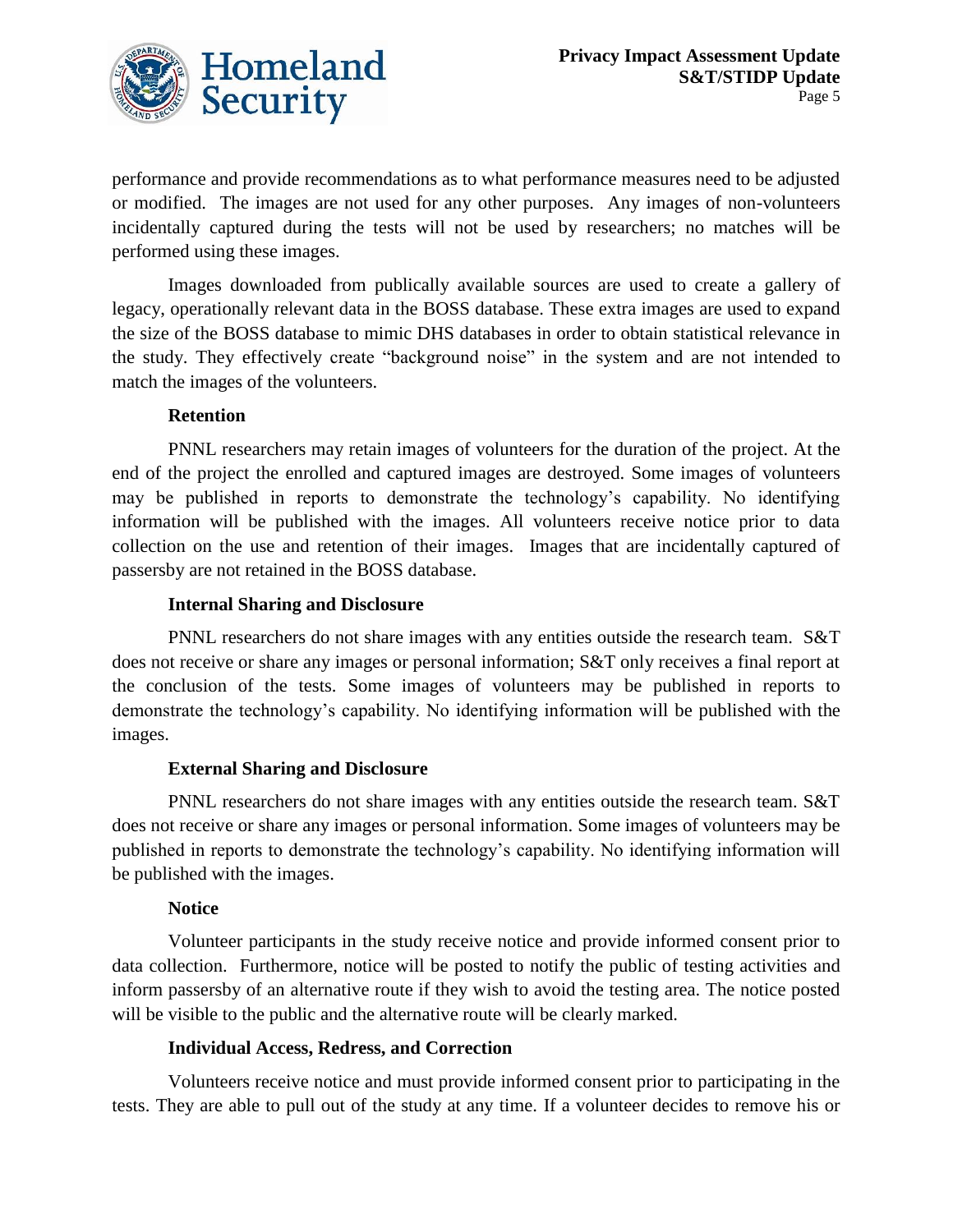performance and provide recommendations as to what performance measures need to be adjusted or modified. The images are not used for any other purposes. Any images of non-volunteers incidentally captured during the tests will not be used by researchers; no matches will be performed using these images.

Images downloaded from publically available sources are used to create a gallery of legacy, operationally relevant data in the BOSS database. These extra images are used to expand the size of the BOSS database to mimic DHS databases in order to obtain statistical relevance in the study. They effectively create "background noise" in the system and are not intended to match the images of the volunteers.

**Retention**

PNNL researchers may retain images of volunteers for the duration of the project. At the end of the project the enrolled and captured images are destroyed. Some images of volunteers may be published in reports to demonstrate the technology's capability. No identifying information will be published with the images. All volunteers receive notice prior to data collection on the use and retention of their images. Images that are incidentally captured of passersby are not retained in the BOSS database.

**Internal Sharing and Disclosure**

PNNL researchers do not share images with any entities outside the research team. S&T does not receive or share any images or personal information; S&T only receives a final report at the conclusion of the tests. Some images of volunteers may be published in reports to demonstrate the technology's capability. No identifying information will be published with the images.

**External Sharing and Disclosure**

PNNL researchers do not share images with any entities outside the research team. S&T does not receive or share any images or personal information. Some images of volunteers may be published in reports to demonstrate the technology's capability. No identifying information will be published with the images.

**Notice**

Volunteer participants in the study receive notice and provide informed consent prior to data collection. Furthermore, notice will be posted to notify the public of testing activities and inform passersby of an alternative route if they wish to avoid the testing area. The notice posted will be visible to the public and the alternative route will be clearly marked.

**Individual Access, Redress, and Correction**

Volunteers receive notice and must provide informed consent prior to participating in the tests. They are able to pull out of the study at any time. If a volunteer decides to remove his or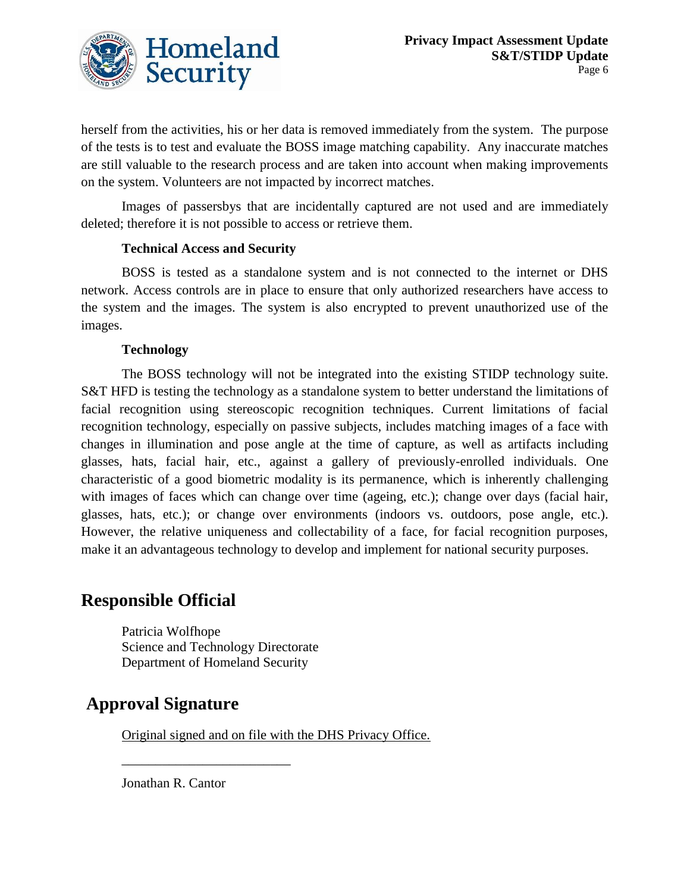herself from the activities, his or her data is removed immediately from the system. The purpose of the tests is to test and evaluate the BOSS image matching capability. Any inaccurate matches are still valuable to the research process and are taken into account when making improvements on the system. Volunteers are not impacted by incorrect matches.

Images of passersbys that are incidentally captured are not used and are immediately deleted; therefore it is not possible to access or retrieve them.

**Technical Access and Security**

BOSS is tested as a standalone system and is not connected to the internet or DHS network. Access controls are in place to ensure that only authorized researchers have access to the system and the images. The system is also encrypted to prevent unauthorized use of the images.

**Technology**

The BOSS technology will not be integrated into the existing STIDP technology suite. S&T HFD is testing the technology as a standalone system to better understand the limitations of facial recognition using stereoscopic recognition techniques. Current limitations of facial recognition technology, especially on passive subjects, includes matching images of a face with changes in illumination and pose angle at the time of capture, as well as artifacts including glasses, hats, facial hair, etc., against a gallery of previously-enrolled individuals. One characteristic of a good biometric modality is its permanence, which is inherently challenging with images of faces which can change over time (ageing, etc.); change over days (facial hair, glasses, hats, etc.); or change over environments (indoors vs. outdoors, pose angle, etc.). However, the relative uniqueness and collectability of a face, for facial recognition purposes, make it an advantageous technology to develop and implement for national security purposes.

## Responsible Official

Patricia Wolfhope
Science and Technology Directorate
Department of Homeland Security

## Approval Signature

Original signed and on file with the DHS Privacy Office.

________________________

Jonathan R. Cantor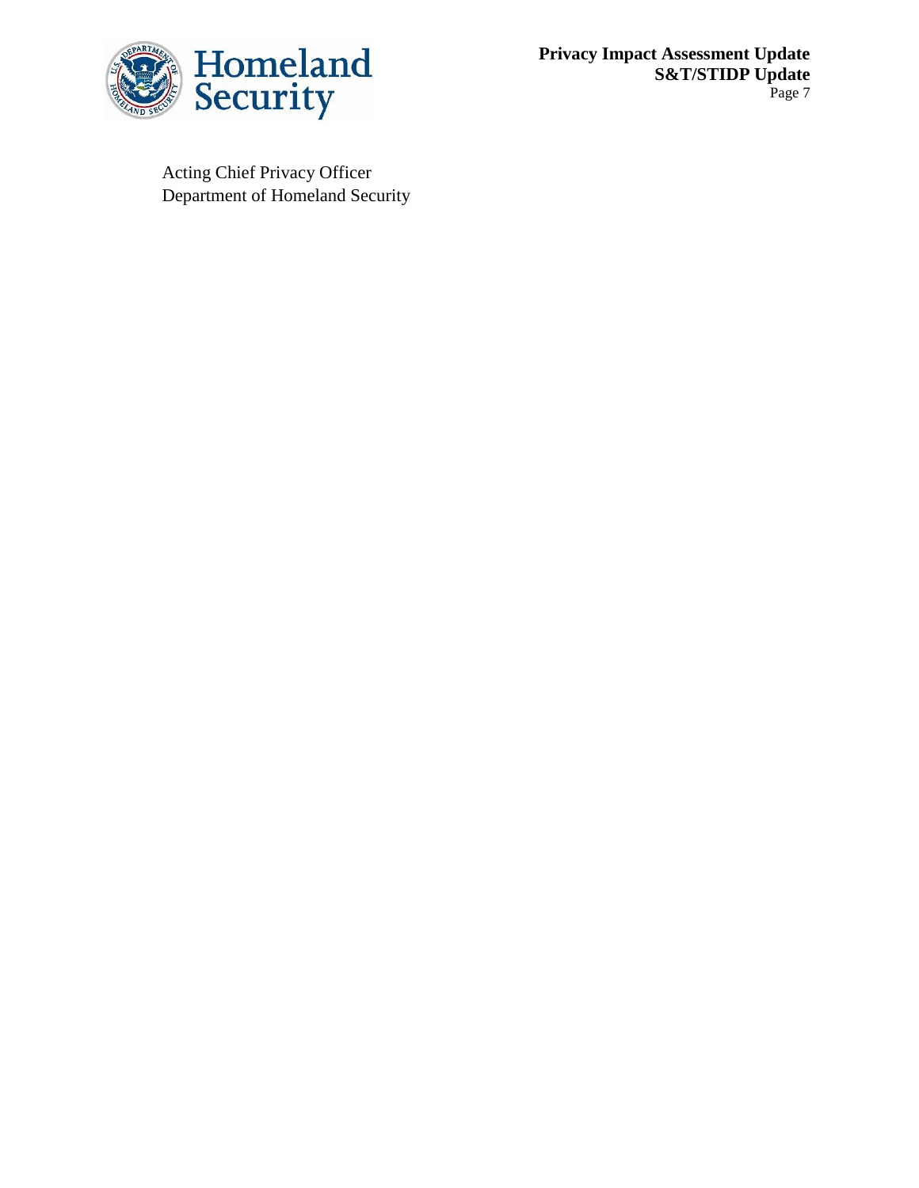Acting Chief Privacy Officer
Department of Homeland Security